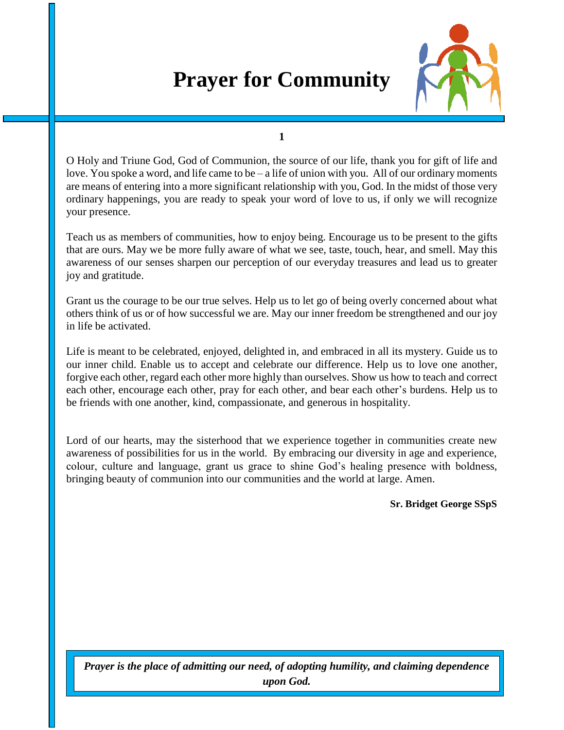# Prayer for Community

**1**

O Holy and Triune God, God of Communion, the source of our life, thank you for gift of life and love. You spoke a word, and life came to be – a life of union with you. All of our ordinary moments are means of entering into a more significant relationship with you, God. In the midst of those very ordinary happenings, you are ready to speak your word of love to us, if only we will recognize your presence.

Teach us as members of communities, how to enjoy being. Encourage us to be present to the gifts that are ours. May we be more fully aware of what we see, taste, touch, hear, and smell. May this awareness of our senses sharpen our perception of our everyday treasures and lead us to greater joy and gratitude.

Grant us the courage to be our true selves. Help us to let go of being overly concerned about what others think of us or of how successful we are. May our inner freedom be strengthened and our joy in life be activated.

Life is meant to be celebrated, enjoyed, delighted in, and embraced in all its mystery. Guide us to our inner child. Enable us to accept and celebrate our difference. Help us to love one another, forgive each other, regard each other more highly than ourselves. Show us how to teach and correct each other, encourage each other, pray for each other, and bear each other's burdens. Help us to be friends with one another, kind, compassionate, and generous in hospitality.

Lord of our hearts, may the sisterhood that we experience together in communities create new awareness of possibilities for us in the world. By embracing our diversity in age and experience, colour, culture and language, grant us grace to shine God's healing presence with boldness, bringing beauty of communion into our communities and the world at large. Amen.

**Sr. Bridget George SSpS**

***Prayer is the place of admitting our need, of adopting humility, and claiming dependence upon God.***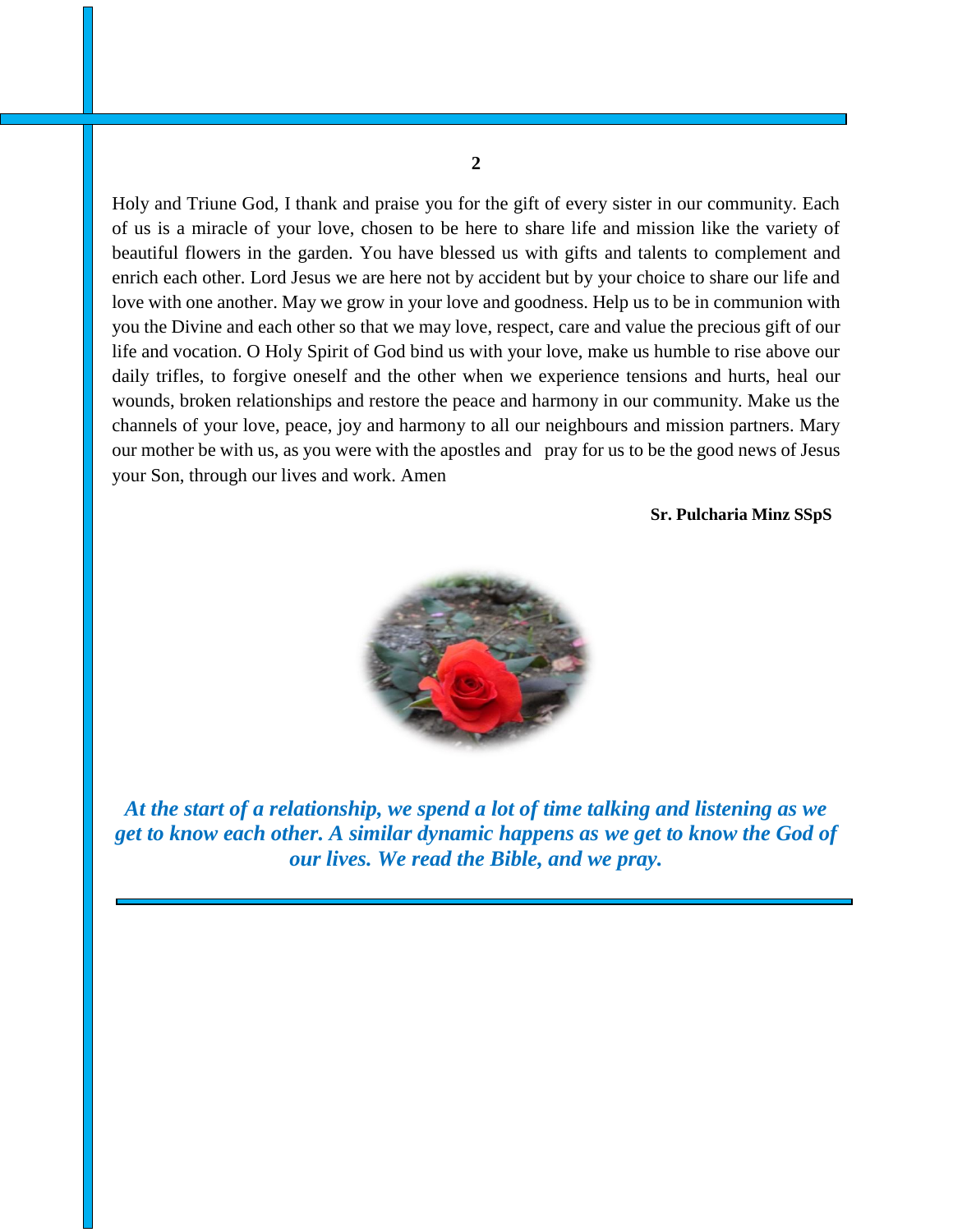Holy and Triune God, I thank and praise you for the gift of every sister in our community. Each of us is a miracle of your love, chosen to be here to share life and mission like the variety of beautiful flowers in the garden. You have blessed us with gifts and talents to complement and enrich each other. Lord Jesus we are here not by accident but by your choice to share our life and love with one another. May we grow in your love and goodness. Help us to be in communion with you the Divine and each other so that we may love, respect, care and value the precious gift of our life and vocation. O Holy Spirit of God bind us with your love, make us humble to rise above our daily trifles, to forgive oneself and the other when we experience tensions and hurts, heal our wounds, broken relationships and restore the peace and harmony in our community. Make us the channels of your love, peace, joy and harmony to all our neighbours and mission partners. Mary our mother be with us, as you were with the apostles and pray for us to be the good news of Jesus your Son, through our lives and work. Amen

**Sr. Pulcharia Minz SSpS**

***At the start of a relationship, we spend a lot of time talking and listening as we get to know each other. A similar dynamic happens as we get to know the God of our lives. We read the Bible, and we pray.***